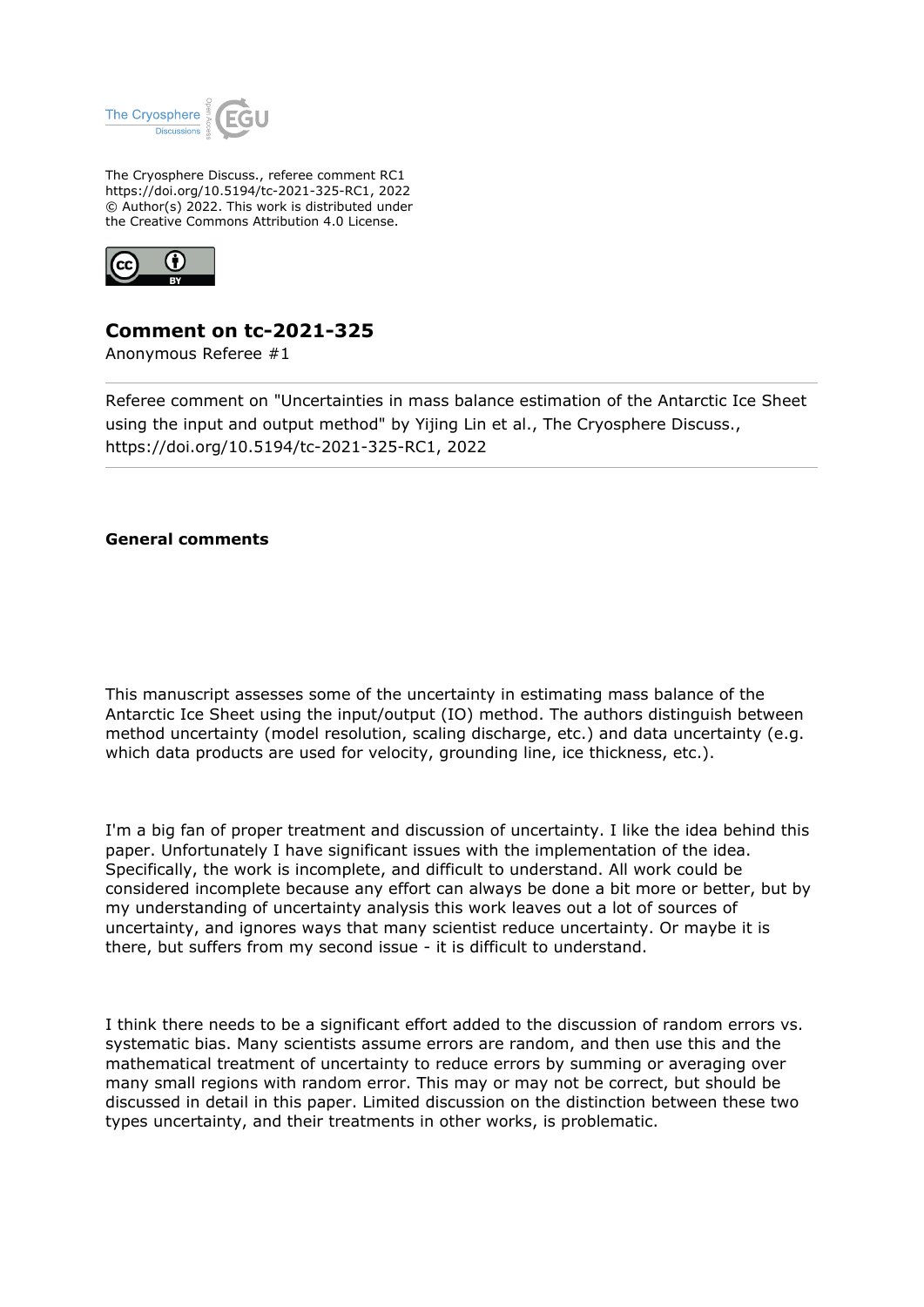The Cryosphere Discuss., referee comment RC1
https://doi.org/10.5194/tc-2021-325-RC1, 2022
© Author(s) 2022. This work is distributed under
the Creative Commons Attribution 4.0 License.

# Comment on tc-2021-325

Anonymous Referee #1

---

Referee comment on "Uncertainties in mass balance estimation of the Antarctic Ice Sheet using the input and output method" by Yijing Lin et al., The Cryosphere Discuss., https://doi.org/10.5194/tc-2021-325-RC1, 2022

---

**General comments**

This manuscript assesses some of the uncertainty in estimating mass balance of the Antarctic Ice Sheet using the input/output (IO) method. The authors distinguish between method uncertainty (model resolution, scaling discharge, etc.) and data uncertainty (e.g. which data products are used for velocity, grounding line, ice thickness, etc.).

I'm a big fan of proper treatment and discussion of uncertainty. I like the idea behind this paper. Unfortunately I have significant issues with the implementation of the idea. Specifically, the work is incomplete, and difficult to understand. All work could be considered incomplete because any effort can always be done a bit more or better, but by my understanding of uncertainty analysis this work leaves out a lot of sources of uncertainty, and ignores ways that many scientist reduce uncertainty. Or maybe it is there, but suffers from my second issue - it is difficult to understand.

I think there needs to be a significant effort added to the discussion of random errors vs. systematic bias. Many scientists assume errors are random, and then use this and the mathematical treatment of uncertainty to reduce errors by summing or averaging over many small regions with random error. This may or may not be correct, but should be discussed in detail in this paper. Limited discussion on the distinction between these two types uncertainty, and their treatments in other works, is problematic.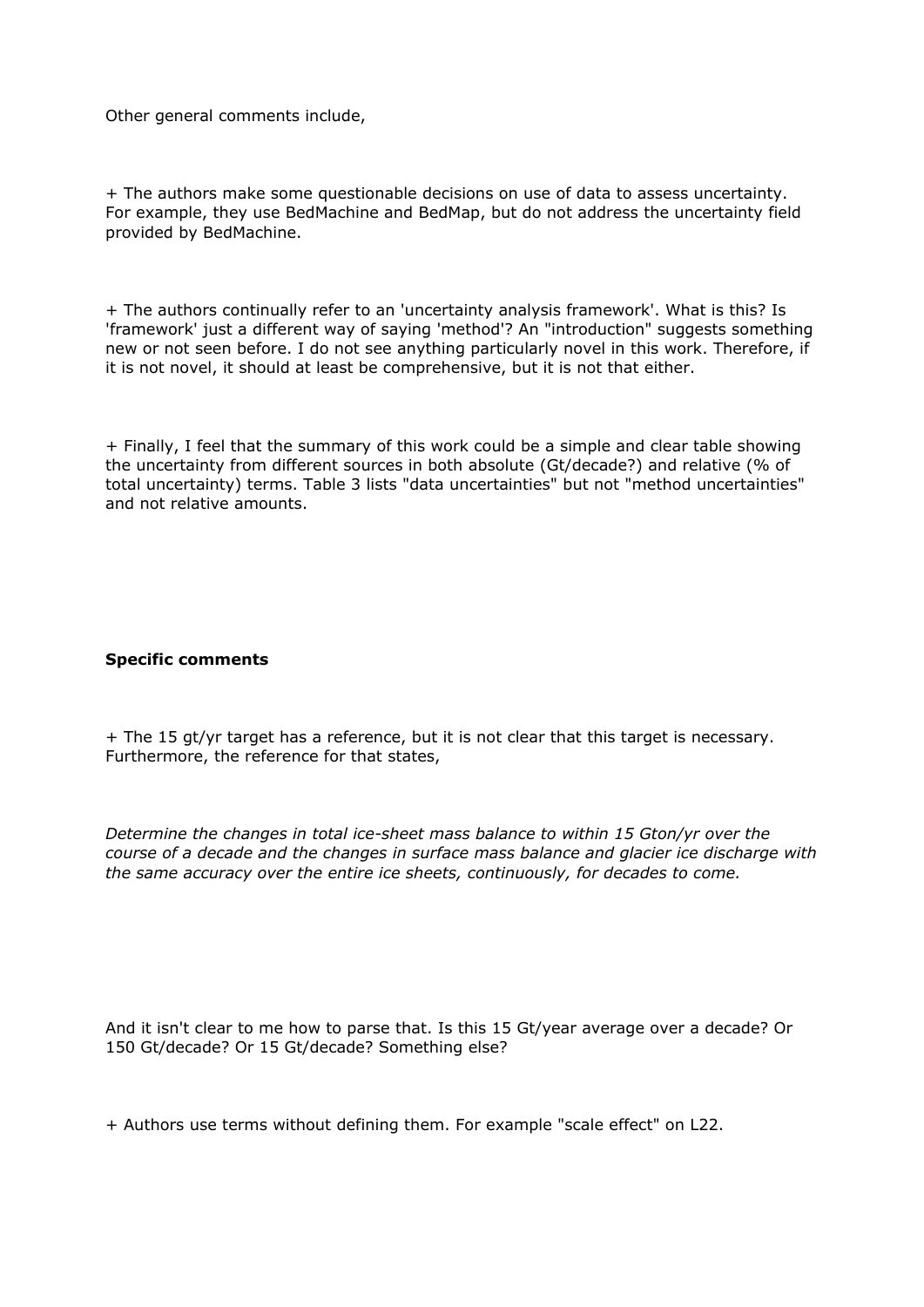Other general comments include,

+ The authors make some questionable decisions on use of data to assess uncertainty. For example, they use BedMachine and BedMap, but do not address the uncertainty field provided by BedMachine.

+ The authors continually refer to an 'uncertainty analysis framework'. What is this? Is 'framework' just a different way of saying 'method'? An "introduction" suggests something new or not seen before. I do not see anything particularly novel in this work. Therefore, if it is not novel, it should at least be comprehensive, but it is not that either.

+ Finally, I feel that the summary of this work could be a simple and clear table showing the uncertainty from different sources in both absolute (Gt/decade?) and relative (% of total uncertainty) terms. Table 3 lists "data uncertainties" but not "method uncertainties" and not relative amounts.

**Specific comments**

+ The 15 gt/yr target has a reference, but it is not clear that this target is necessary. Furthermore, the reference for that states,

*Determine the changes in total ice-sheet mass balance to within 15 Gton/yr over the course of a decade and the changes in surface mass balance and glacier ice discharge with the same accuracy over the entire ice sheets, continuously, for decades to come.*

And it isn't clear to me how to parse that. Is this 15 Gt/year average over a decade? Or 150 Gt/decade? Or 15 Gt/decade? Something else?

+ Authors use terms without defining them. For example "scale effect" on L22.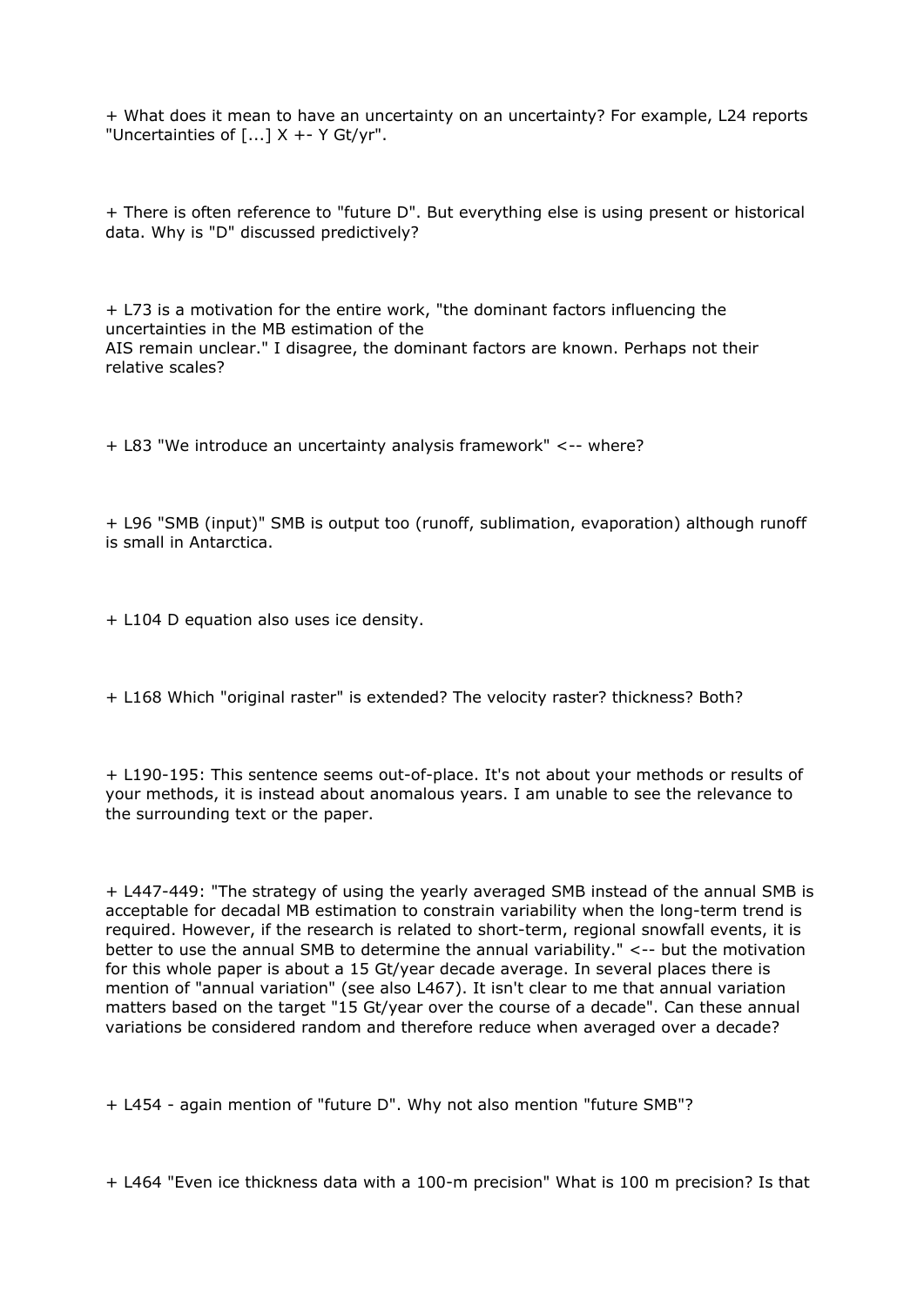+ What does it mean to have an uncertainty on an uncertainty? For example, L24 reports "Uncertainties of [...] X +- Y Gt/yr".

+ There is often reference to "future D". But everything else is using present or historical data. Why is "D" discussed predictively?

+ L73 is a motivation for the entire work, "the dominant factors influencing the uncertainties in the MB estimation of the
AIS remain unclear." I disagree, the dominant factors are known. Perhaps not their relative scales?

+ L83 "We introduce an uncertainty analysis framework" <-- where?

+ L96 "SMB (input)" SMB is output too (runoff, sublimation, evaporation) although runoff is small in Antarctica.

+ L104 D equation also uses ice density.

+ L168 Which "original raster" is extended? The velocity raster? thickness? Both?

+ L190-195: This sentence seems out-of-place. It's not about your methods or results of your methods, it is instead about anomalous years. I am unable to see the relevance to the surrounding text or the paper.

+ L447-449: "The strategy of using the yearly averaged SMB instead of the annual SMB is acceptable for decadal MB estimation to constrain variability when the long-term trend is required. However, if the research is related to short-term, regional snowfall events, it is better to use the annual SMB to determine the annual variability." <-- but the motivation for this whole paper is about a 15 Gt/year decade average. In several places there is mention of "annual variation" (see also L467). It isn't clear to me that annual variation matters based on the target "15 Gt/year over the course of a decade". Can these annual variations be considered random and therefore reduce when averaged over a decade?

+ L454 - again mention of "future D". Why not also mention "future SMB"?

+ L464 "Even ice thickness data with a 100-m precision" What is 100 m precision? Is that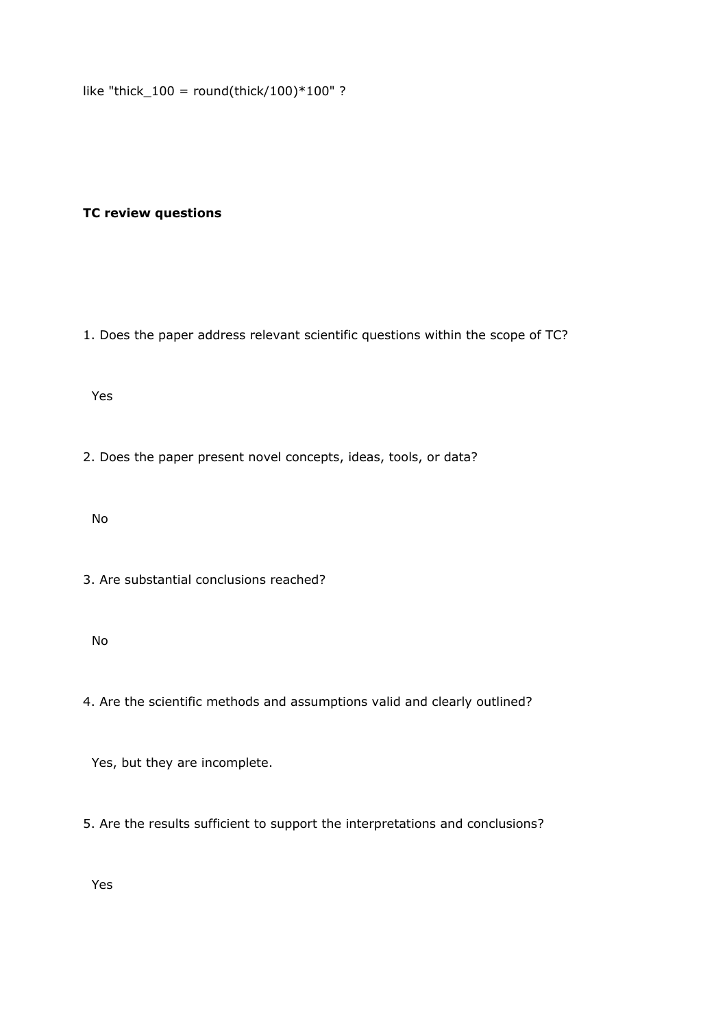like "thick_100 = round(thick/100)*100" ?

**TC review questions**

1. Does the paper address relevant scientific questions within the scope of TC?

   Yes

2. Does the paper present novel concepts, ideas, tools, or data?

   No

3. Are substantial conclusions reached?

   No

4. Are the scientific methods and assumptions valid and clearly outlined?

   Yes, but they are incomplete.

5. Are the results sufficient to support the interpretations and conclusions?

   Yes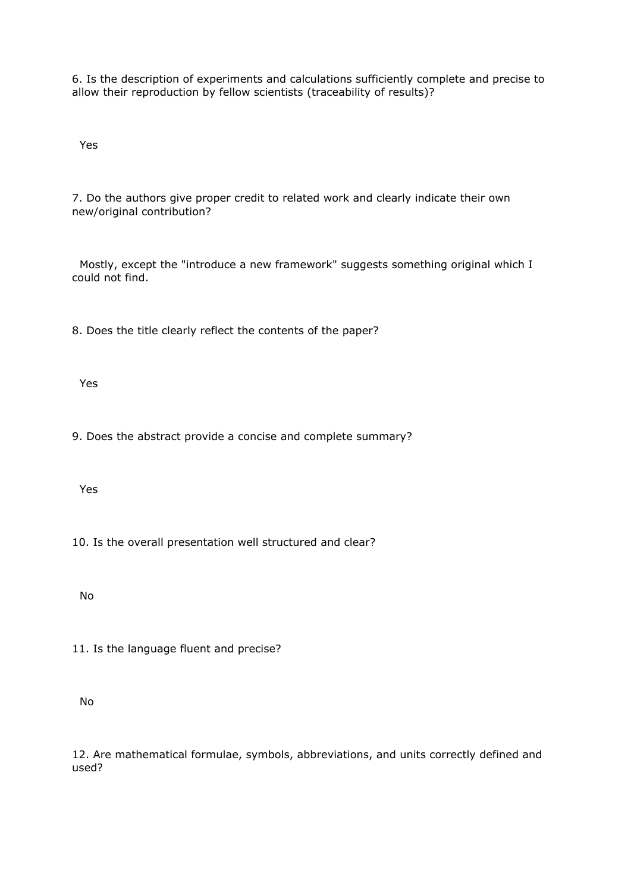6. Is the description of experiments and calculations sufficiently complete and precise to allow their reproduction by fellow scientists (traceability of results)?

Yes

7. Do the authors give proper credit to related work and clearly indicate their own new/original contribution?

Mostly, except the "introduce a new framework" suggests something original which I could not find.

8. Does the title clearly reflect the contents of the paper?

Yes

9. Does the abstract provide a concise and complete summary?

Yes

10. Is the overall presentation well structured and clear?

No

11. Is the language fluent and precise?

No

12. Are mathematical formulae, symbols, abbreviations, and units correctly defined and used?